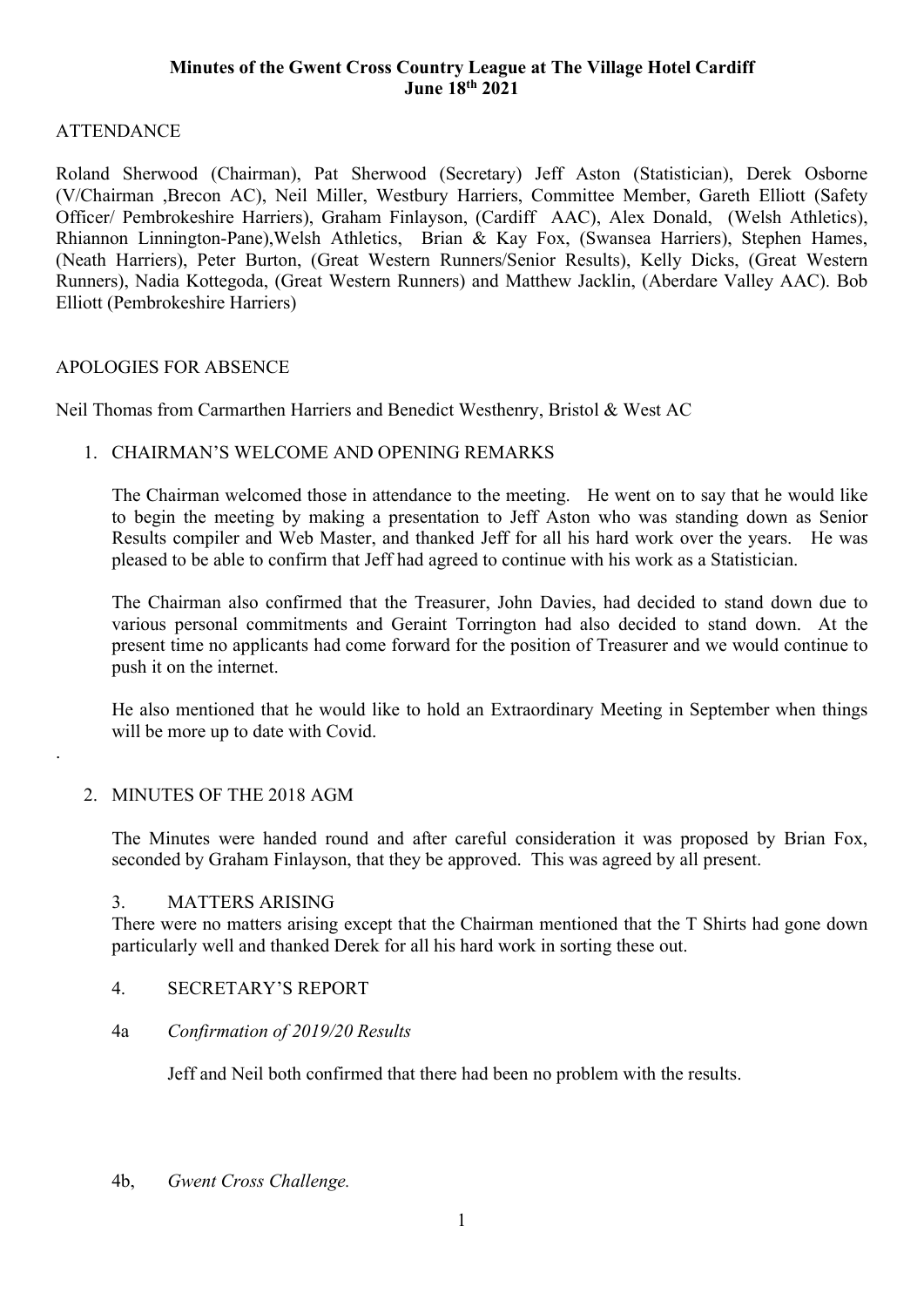# Minutes of the Gwent Cross Country League at The Village Hotel Cardiff June 18th 2021

## ATTENDANCE

Roland Sherwood (Chairman), Pat Sherwood (Secretary) Jeff Aston (Statistician), Derek Osborne (V/Chairman ,Brecon AC), Neil Miller, Westbury Harriers, Committee Member, Gareth Elliott (Safety Officer/ Pembrokeshire Harriers), Graham Finlayson, (Cardiff AAC), Alex Donald, (Welsh Athletics), Rhiannon Linnington-Pane),Welsh Athletics, Brian & Kay Fox, (Swansea Harriers), Stephen Hames, (Neath Harriers), Peter Burton, (Great Western Runners/Senior Results), Kelly Dicks, (Great Western Runners), Nadia Kottegoda, (Great Western Runners) and Matthew Jacklin, (Aberdare Valley AAC). Bob Elliott (Pembrokeshire Harriers)

## APOLOGIES FOR ABSENCE

Neil Thomas from Carmarthen Harriers and Benedict Westhenry, Bristol & West AC

1. CHAIRMAN'S WELCOME AND OPENING REMARKS

   The Chairman welcomed those in attendance to the meeting. He went on to say that he would like to begin the meeting by making a presentation to Jeff Aston who was standing down as Senior Results compiler and Web Master, and thanked Jeff for all his hard work over the years. He was pleased to be able to confirm that Jeff had agreed to continue with his work as a Statistician.

   The Chairman also confirmed that the Treasurer, John Davies, had decided to stand down due to various personal commitments and Geraint Torrington had also decided to stand down. At the present time no applicants had come forward for the position of Treasurer and we would continue to push it on the internet.

   He also mentioned that he would like to hold an Extraordinary Meeting in September when things will be more up to date with Covid.

2. MINUTES OF THE 2018 AGM

   The Minutes were handed round and after careful consideration it was proposed by Brian Fox, seconded by Graham Finlayson, that they be approved. This was agreed by all present.

3. MATTERS ARISING

   There were no matters arising except that the Chairman mentioned that the T Shirts had gone down particularly well and thanked Derek for all his hard work in sorting these out.

4. SECRETARY'S REPORT

4a *Confirmation of 2019/20 Results*

   Jeff and Neil both confirmed that there had been no problem with the results.

4b, *Gwent Cross Challenge.*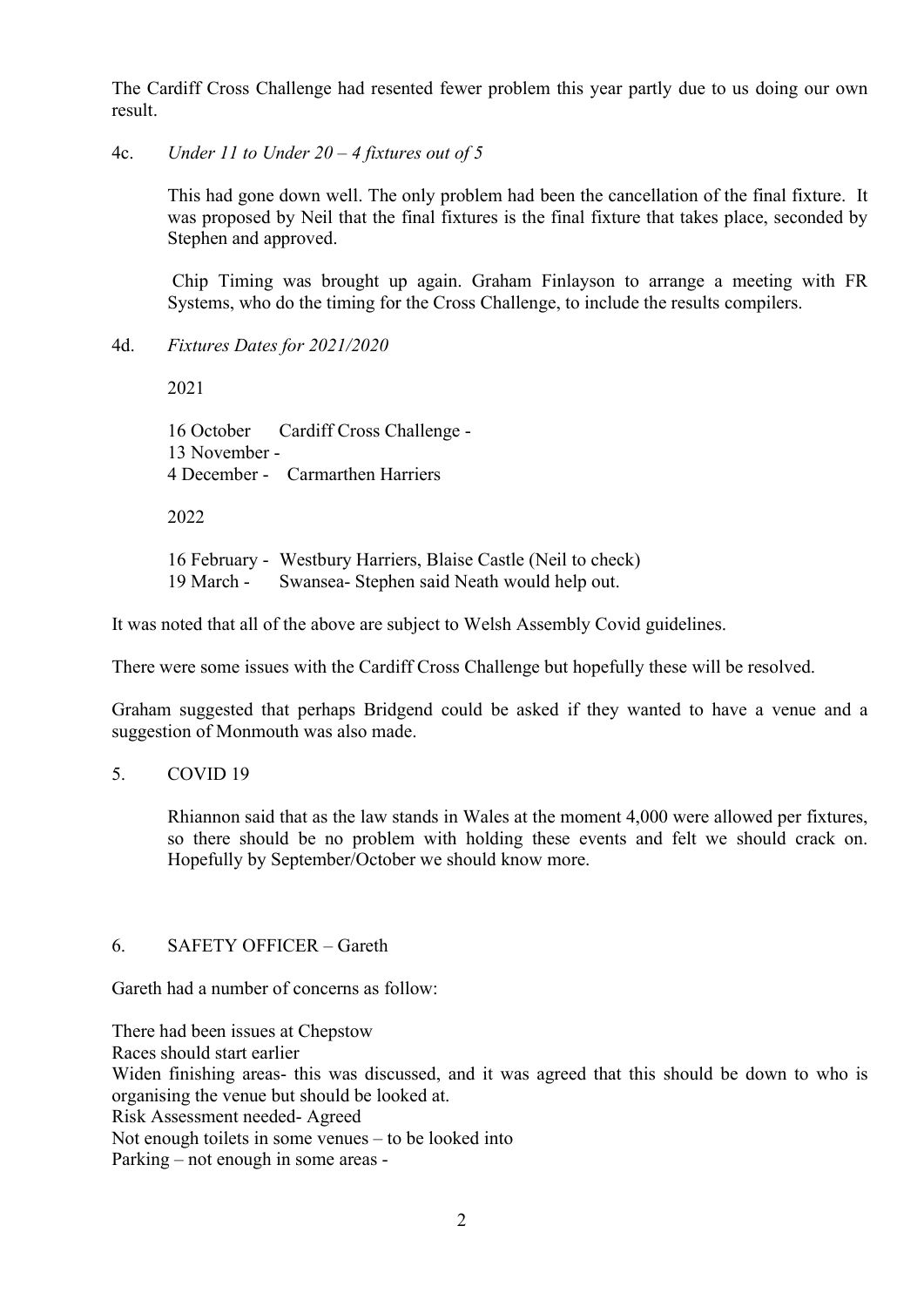The Cardiff Cross Challenge had resented fewer problem this year partly due to us doing our own result.

4c. *Under 11 to Under 20 – 4 fixtures out of 5*

This had gone down well. The only problem had been the cancellation of the final fixture. It was proposed by Neil that the final fixtures is the final fixture that takes place, seconded by Stephen and approved.

Chip Timing was brought up again. Graham Finlayson to arrange a meeting with FR Systems, who do the timing for the Cross Challenge, to include the results compilers.

4d. *Fixtures Dates for 2021/2020*

2021

16 October Cardiff Cross Challenge -
13 November -
4 December - Carmarthen Harriers

2022

16 February - Westbury Harriers, Blaise Castle (Neil to check)
19 March - Swansea- Stephen said Neath would help out.

It was noted that all of the above are subject to Welsh Assembly Covid guidelines.

There were some issues with the Cardiff Cross Challenge but hopefully these will be resolved.

Graham suggested that perhaps Bridgend could be asked if they wanted to have a venue and a suggestion of Monmouth was also made.

5. COVID 19

Rhiannon said that as the law stands in Wales at the moment 4,000 were allowed per fixtures, so there should be no problem with holding these events and felt we should crack on. Hopefully by September/October we should know more.

6. SAFETY OFFICER – Gareth

Gareth had a number of concerns as follow:

There had been issues at Chepstow
Races should start earlier
Widen finishing areas- this was discussed, and it was agreed that this should be down to who is organising the venue but should be looked at.
Risk Assessment needed- Agreed
Not enough toilets in some venues – to be looked into
Parking – not enough in some areas -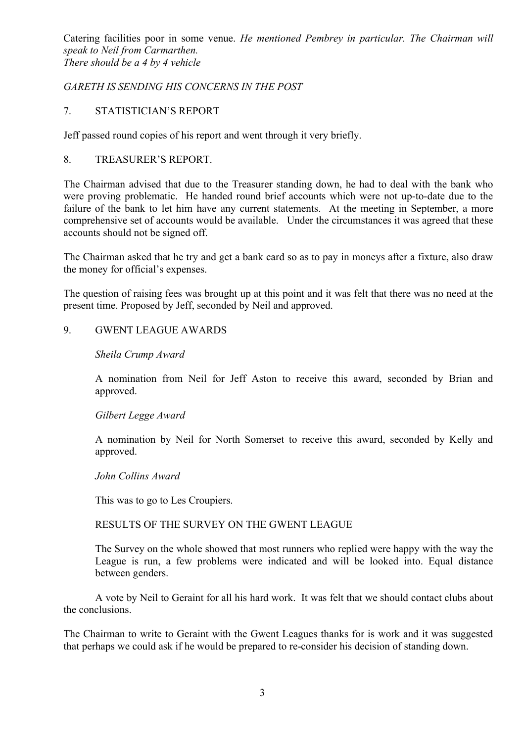Catering facilities poor in some venue. *He mentioned Pembrey in particular. The Chairman will speak to Neil from Carmarthen.*
*There should be a 4 by 4 vehicle*

*GARETH IS SENDING HIS CONCERNS IN THE POST*

## 7. STATISTICIAN'S REPORT

Jeff passed round copies of his report and went through it very briefly.

## 8. TREASURER'S REPORT.

The Chairman advised that due to the Treasurer standing down, he had to deal with the bank who were proving problematic. He handed round brief accounts which were not up-to-date due to the failure of the bank to let him have any current statements. At the meeting in September, a more comprehensive set of accounts would be available. Under the circumstances it was agreed that these accounts should not be signed off.

The Chairman asked that he try and get a bank card so as to pay in moneys after a fixture, also draw the money for official's expenses.

The question of raising fees was brought up at this point and it was felt that there was no need at the present time. Proposed by Jeff, seconded by Neil and approved.

## 9. GWENT LEAGUE AWARDS

*Sheila Crump Award*

A nomination from Neil for Jeff Aston to receive this award, seconded by Brian and approved.

*Gilbert Legge Award*

A nomination by Neil for North Somerset to receive this award, seconded by Kelly and approved.

*John Collins Award*

This was to go to Les Croupiers.

RESULTS OF THE SURVEY ON THE GWENT LEAGUE

The Survey on the whole showed that most runners who replied were happy with the way the League is run, a few problems were indicated and will be looked into. Equal distance between genders.

A vote by Neil to Geraint for all his hard work. It was felt that we should contact clubs about the conclusions.

The Chairman to write to Geraint with the Gwent Leagues thanks for is work and it was suggested that perhaps we could ask if he would be prepared to re-consider his decision of standing down.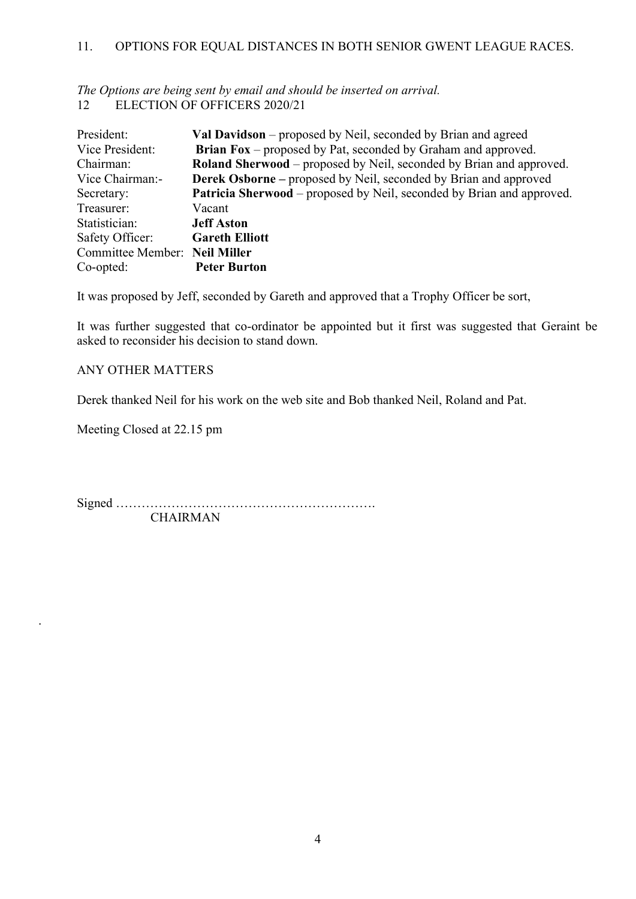11. OPTIONS FOR EQUAL DISTANCES IN BOTH SENIOR GWENT LEAGUE RACES.

*The Options are being sent by email and should be inserted on arrival.*

12 ELECTION OF OFFICERS 2020/21

| | |
|---|---|
| President: | **Val Davidson** – proposed by Neil, seconded by Brian and agreed |
| Vice President: | **Brian Fox** – proposed by Pat, seconded by Graham and approved. |
| Chairman: | **Roland Sherwood** – proposed by Neil, seconded by Brian and approved. |
| Vice Chairman:- | **Derek Osborne –** proposed by Neil, seconded by Brian and approved |
| Secretary: | **Patricia Sherwood** – proposed by Neil, seconded by Brian and approved. |
| Treasurer: | Vacant |
| Statistician: | **Jeff Aston** |
| Safety Officer: | **Gareth Elliott** |
| Committee Member: | **Neil Miller** |
| Co-opted: | **Peter Burton** |

It was proposed by Jeff, seconded by Gareth and approved that a Trophy Officer be sort,

It was further suggested that co-ordinator be appointed but it first was suggested that Geraint be asked to reconsider his decision to stand down.

ANY OTHER MATTERS

Derek thanked Neil for his work on the web site and Bob thanked Neil, Roland and Pat.

Meeting Closed at 22.15 pm

Signed …………………………………………………….
CHAIRMAN